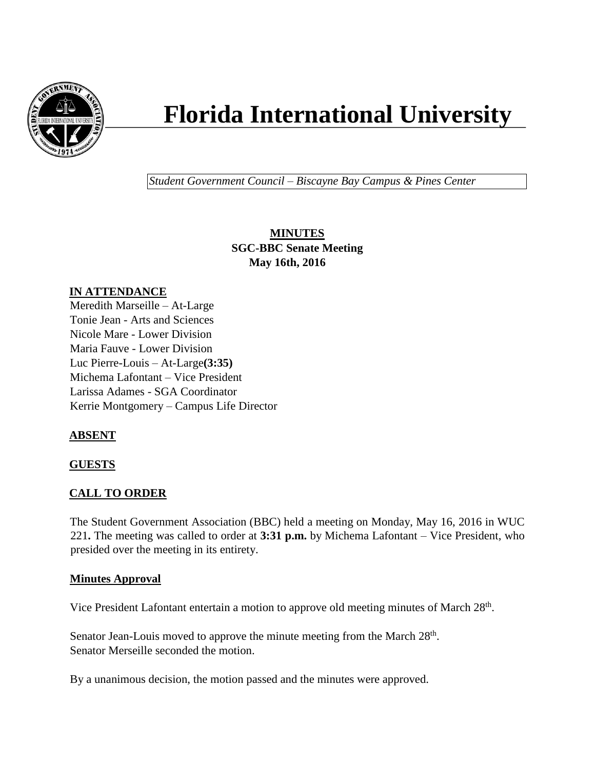# Florida International University

*Student Government Council – Biscayne Bay Campus & Pines Center*

**MINUTES**
**SGC-BBC Senate Meeting**
**May 16th, 2016**

**IN ATTENDANCE**

Meredith Marseille – At-Large
Tonie Jean - Arts and Sciences
Nicole Mare - Lower Division
Maria Fauve - Lower Division
Luc Pierre-Louis – At-Large**(3:35)**
Michema Lafontant – Vice President
Larissa Adames - SGA Coordinator
Kerrie Montgomery – Campus Life Director

**ABSENT**

**GUESTS**

**CALL TO ORDER**

The Student Government Association (BBC) held a meeting on Monday, May 16, 2016 in WUC 221**.** The meeting was called to order at **3:31 p.m.** by Michema Lafontant – Vice President, who presided over the meeting in its entirety.

**Minutes Approval**

Vice President Lafontant entertain a motion to approve old meeting minutes of March 28th.

Senator Jean-Louis moved to approve the minute meeting from the March 28th.
Senator Merseille seconded the motion.

By a unanimous decision, the motion passed and the minutes were approved.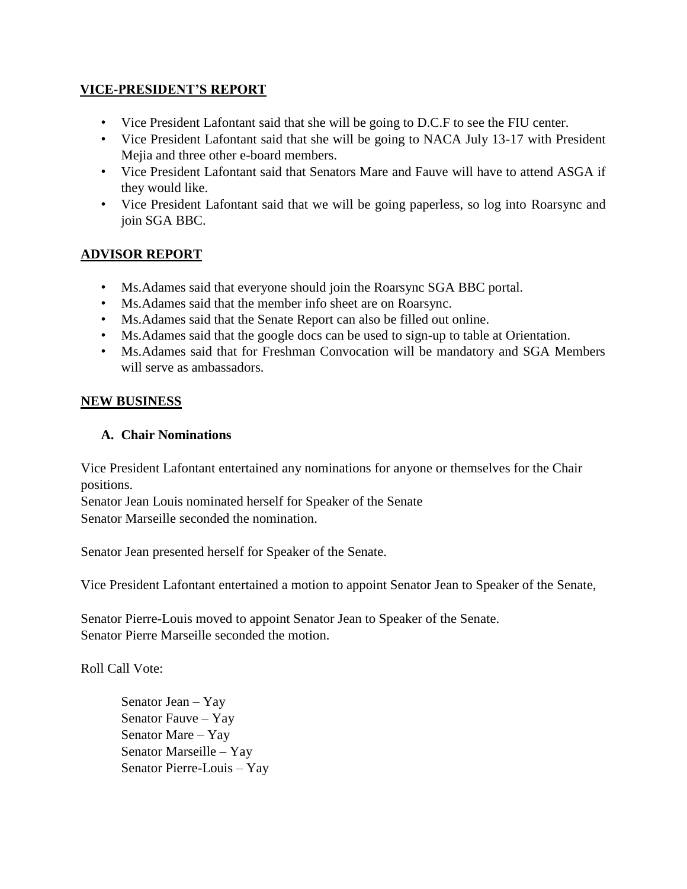## VICE-PRESIDENT'S REPORT

- Vice President Lafontant said that she will be going to D.C.F to see the FIU center.
- Vice President Lafontant said that she will be going to NACA July 13-17 with President Mejia and three other e-board members.
- Vice President Lafontant said that Senators Mare and Fauve will have to attend ASGA if they would like.
- Vice President Lafontant said that we will be going paperless, so log into Roarsync and join SGA BBC.

## ADVISOR REPORT

- Ms.Adames said that everyone should join the Roarsync SGA BBC portal.
- Ms.Adames said that the member info sheet are on Roarsync.
- Ms.Adames said that the Senate Report can also be filled out online.
- Ms.Adames said that the google docs can be used to sign-up to table at Orientation.
- Ms.Adames said that for Freshman Convocation will be mandatory and SGA Members will serve as ambassadors.

## NEW BUSINESS

### A. Chair Nominations

Vice President Lafontant entertained any nominations for anyone or themselves for the Chair positions.
Senator Jean Louis nominated herself for Speaker of the Senate
Senator Marseille seconded the nomination.

Senator Jean presented herself for Speaker of the Senate.

Vice President Lafontant entertained a motion to appoint Senator Jean to Speaker of the Senate,

Senator Pierre-Louis moved to appoint Senator Jean to Speaker of the Senate.
Senator Pierre Marseille seconded the motion.

Roll Call Vote:

Senator Jean – Yay
Senator Fauve – Yay
Senator Mare – Yay
Senator Marseille – Yay
Senator Pierre-Louis – Yay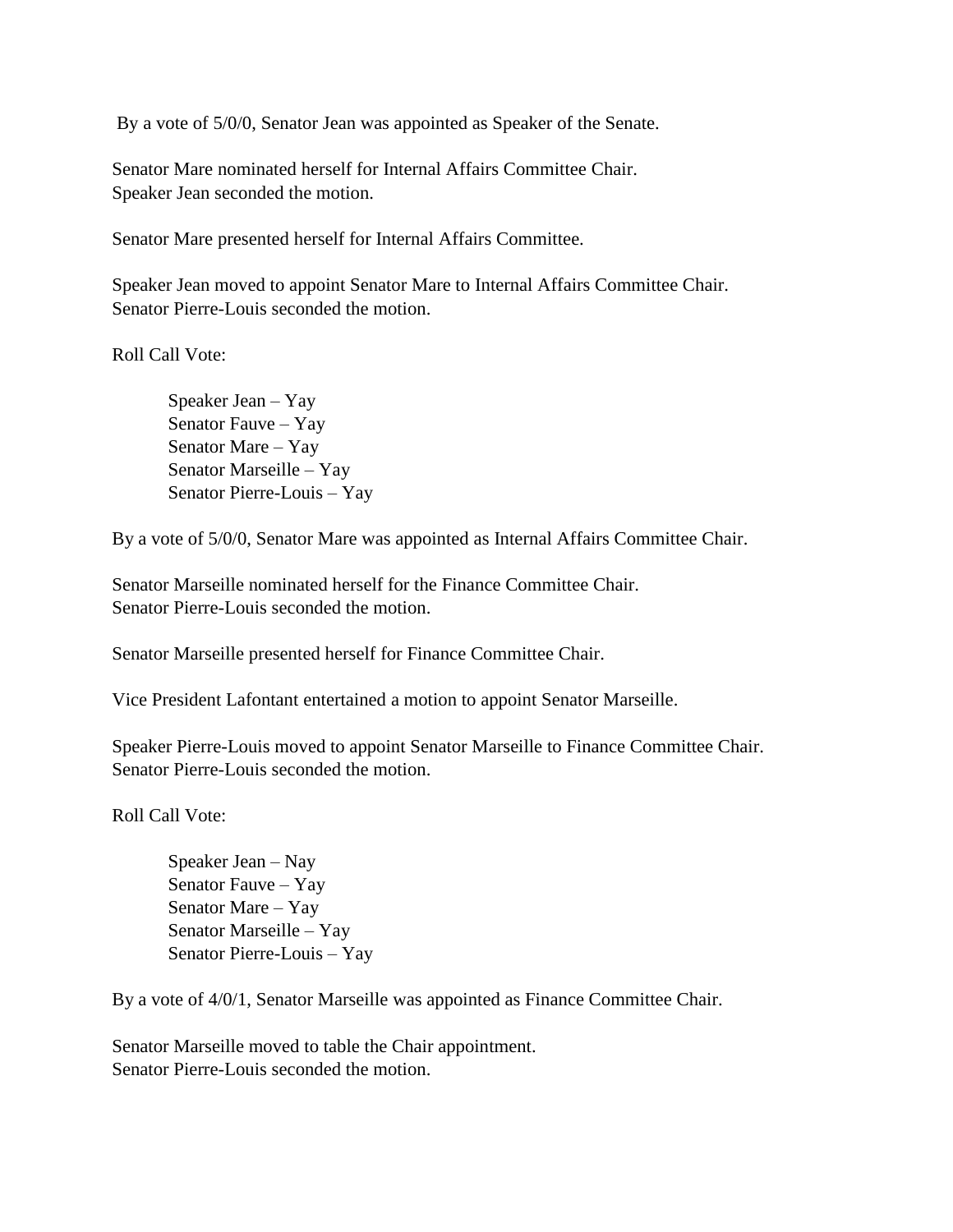By a vote of 5/0/0, Senator Jean was appointed as Speaker of the Senate.

Senator Mare nominated herself for Internal Affairs Committee Chair.
Speaker Jean seconded the motion.

Senator Mare presented herself for Internal Affairs Committee.

Speaker Jean moved to appoint Senator Mare to Internal Affairs Committee Chair.
Senator Pierre-Louis seconded the motion.

Roll Call Vote:

> Speaker Jean – Yay
> Senator Fauve – Yay
> Senator Mare – Yay
> Senator Marseille – Yay
> Senator Pierre-Louis – Yay

By a vote of 5/0/0, Senator Mare was appointed as Internal Affairs Committee Chair.

Senator Marseille nominated herself for the Finance Committee Chair.
Senator Pierre-Louis seconded the motion.

Senator Marseille presented herself for Finance Committee Chair.

Vice President Lafontant entertained a motion to appoint Senator Marseille.

Speaker Pierre-Louis moved to appoint Senator Marseille to Finance Committee Chair.
Senator Pierre-Louis seconded the motion.

Roll Call Vote:

> Speaker Jean – Nay
> Senator Fauve – Yay
> Senator Mare – Yay
> Senator Marseille – Yay
> Senator Pierre-Louis – Yay

By a vote of 4/0/1, Senator Marseille was appointed as Finance Committee Chair.

Senator Marseille moved to table the Chair appointment.
Senator Pierre-Louis seconded the motion.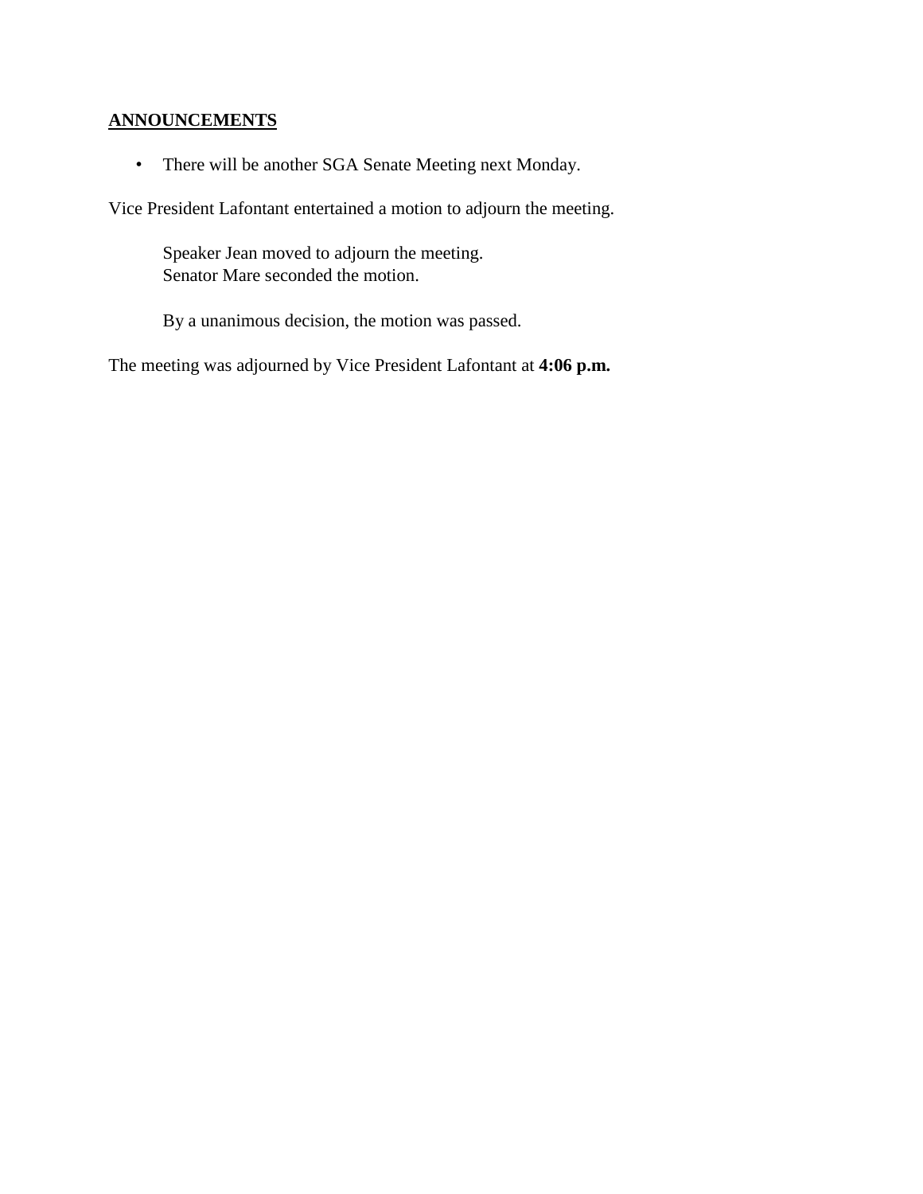**ANNOUNCEMENTS**

- There will be another SGA Senate Meeting next Monday.

Vice President Lafontant entertained a motion to adjourn the meeting.

Speaker Jean moved to adjourn the meeting.
Senator Mare seconded the motion.

By a unanimous decision, the motion was passed.

The meeting was adjourned by Vice President Lafontant at **4:06 p.m.**